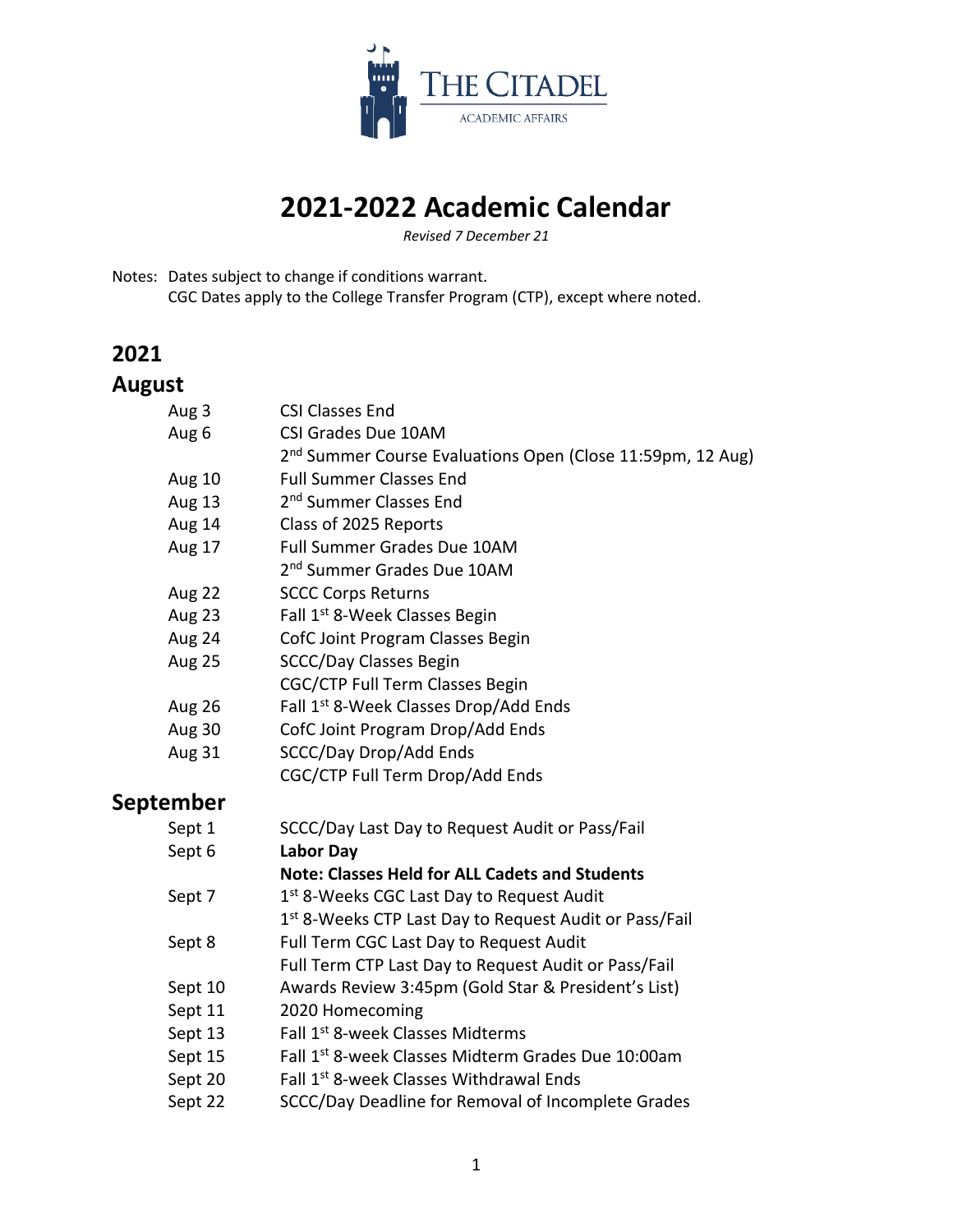THE CITADEL
ACADEMIC AFFAIRS

# 2021-2022 Academic Calendar

*Revised 7 December 21*

Notes: Dates subject to change if conditions warrant.
CGC Dates apply to the College Transfer Program (CTP), except where noted.

## 2021

## August

| | |
|---|---|
| Aug 3 | CSI Classes End |
| Aug 6 | CSI Grades Due 10AM |
| | 2nd Summer Course Evaluations Open (Close 11:59pm, 12 Aug) |
| Aug 10 | Full Summer Classes End |
| Aug 13 | 2nd Summer Classes End |
| Aug 14 | Class of 2025 Reports |
| Aug 17 | Full Summer Grades Due 10AM |
| | 2nd Summer Grades Due 10AM |
| Aug 22 | SCCC Corps Returns |
| Aug 23 | Fall 1st 8-Week Classes Begin |
| Aug 24 | CofC Joint Program Classes Begin |
| Aug 25 | SCCC/Day Classes Begin |
| | CGC/CTP Full Term Classes Begin |
| Aug 26 | Fall 1st 8-Week Classes Drop/Add Ends |
| Aug 30 | CofC Joint Program Drop/Add Ends |
| Aug 31 | SCCC/Day Drop/Add Ends |
| | CGC/CTP Full Term Drop/Add Ends |

## September

| | |
|---|---|
| Sept 1 | SCCC/Day Last Day to Request Audit or Pass/Fail |
| Sept 6 | **Labor Day** |
| | **Note: Classes Held for ALL Cadets and Students** |
| Sept 7 | 1st 8-Weeks CGC Last Day to Request Audit |
| | 1st 8-Weeks CTP Last Day to Request Audit or Pass/Fail |
| Sept 8 | Full Term CGC Last Day to Request Audit |
| | Full Term CTP Last Day to Request Audit or Pass/Fail |
| Sept 10 | Awards Review 3:45pm (Gold Star & President's List) |
| Sept 11 | 2020 Homecoming |
| Sept 13 | Fall 1st 8-week Classes Midterms |
| Sept 15 | Fall 1st 8-week Classes Midterm Grades Due 10:00am |
| Sept 20 | Fall 1st 8-week Classes Withdrawal Ends |
| Sept 22 | SCCC/Day Deadline for Removal of Incomplete Grades |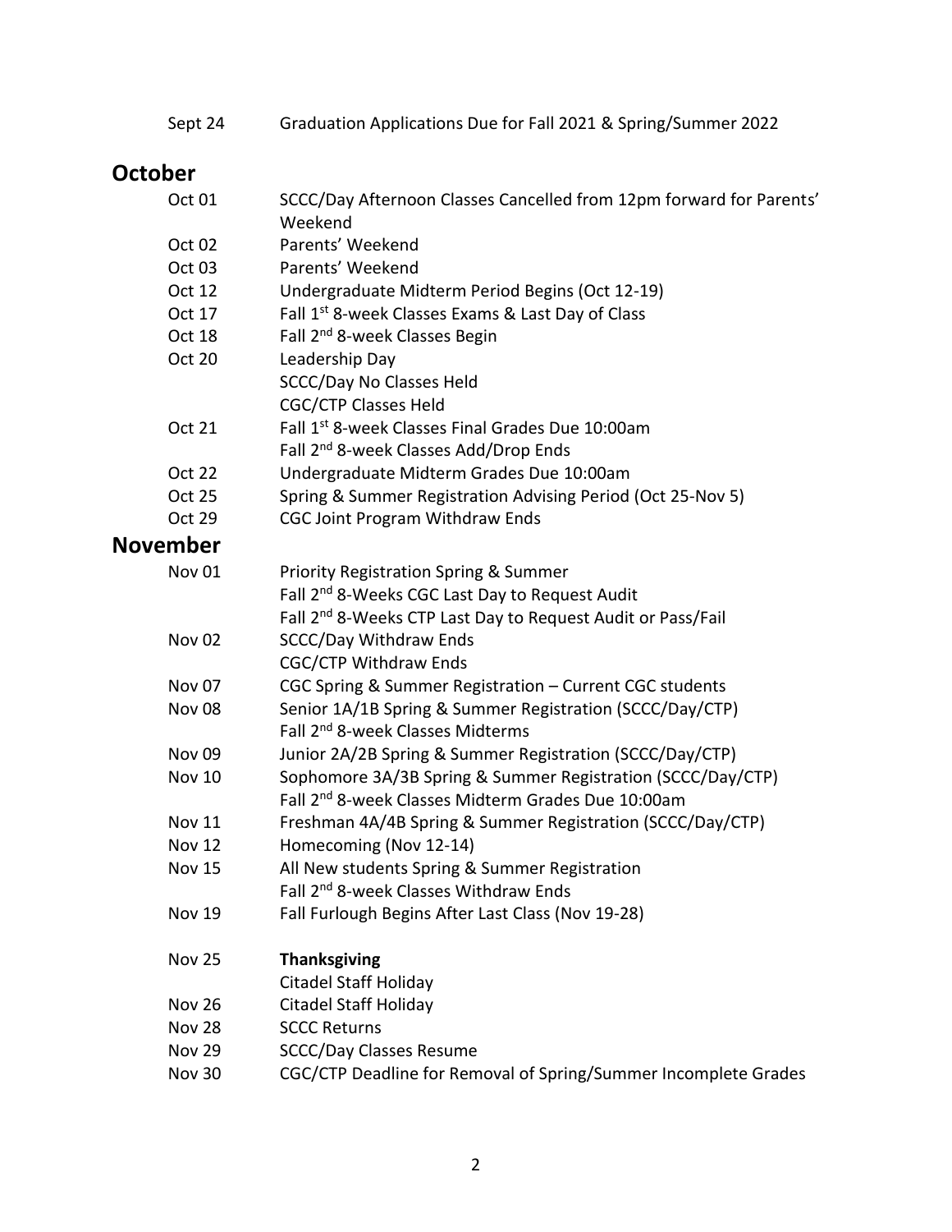| | |
|---|---|
| Sept 24 | Graduation Applications Due for Fall 2021 & Spring/Summer 2022 |

## October

| | |
|---|---|
| Oct 01 | SCCC/Day Afternoon Classes Cancelled from 12pm forward for Parents' Weekend |
| Oct 02 | Parents' Weekend |
| Oct 03 | Parents' Weekend |
| Oct 12 | Undergraduate Midterm Period Begins (Oct 12-19) |
| Oct 17 | Fall 1st 8-week Classes Exams & Last Day of Class |
| Oct 18 | Fall 2nd 8-week Classes Begin |
| Oct 20 | Leadership Day<br>SCCC/Day No Classes Held<br>CGC/CTP Classes Held |
| Oct 21 | Fall 1st 8-week Classes Final Grades Due 10:00am<br>Fall 2nd 8-week Classes Add/Drop Ends |
| Oct 22 | Undergraduate Midterm Grades Due 10:00am |
| Oct 25 | Spring & Summer Registration Advising Period (Oct 25-Nov 5) |
| Oct 29 | CGC Joint Program Withdraw Ends |

## November

| | |
|---|---|
| Nov 01 | Priority Registration Spring & Summer<br>Fall 2nd 8-Weeks CGC Last Day to Request Audit<br>Fall 2nd 8-Weeks CTP Last Day to Request Audit or Pass/Fail |
| Nov 02 | SCCC/Day Withdraw Ends<br>CGC/CTP Withdraw Ends |
| Nov 07 | CGC Spring & Summer Registration – Current CGC students |
| Nov 08 | Senior 1A/1B Spring & Summer Registration (SCCC/Day/CTP)<br>Fall 2nd 8-week Classes Midterms |
| Nov 09 | Junior 2A/2B Spring & Summer Registration (SCCC/Day/CTP) |
| Nov 10 | Sophomore 3A/3B Spring & Summer Registration (SCCC/Day/CTP)<br>Fall 2nd 8-week Classes Midterm Grades Due 10:00am |
| Nov 11 | Freshman 4A/4B Spring & Summer Registration (SCCC/Day/CTP) |
| Nov 12 | Homecoming (Nov 12-14) |
| Nov 15 | All New students Spring & Summer Registration<br>Fall 2nd 8-week Classes Withdraw Ends |
| Nov 19 | Fall Furlough Begins After Last Class (Nov 19-28) |
| Nov 25 | **Thanksgiving**<br>Citadel Staff Holiday |
| Nov 26 | Citadel Staff Holiday |
| Nov 28 | SCCC Returns |
| Nov 29 | SCCC/Day Classes Resume |
| Nov 30 | CGC/CTP Deadline for Removal of Spring/Summer Incomplete Grades |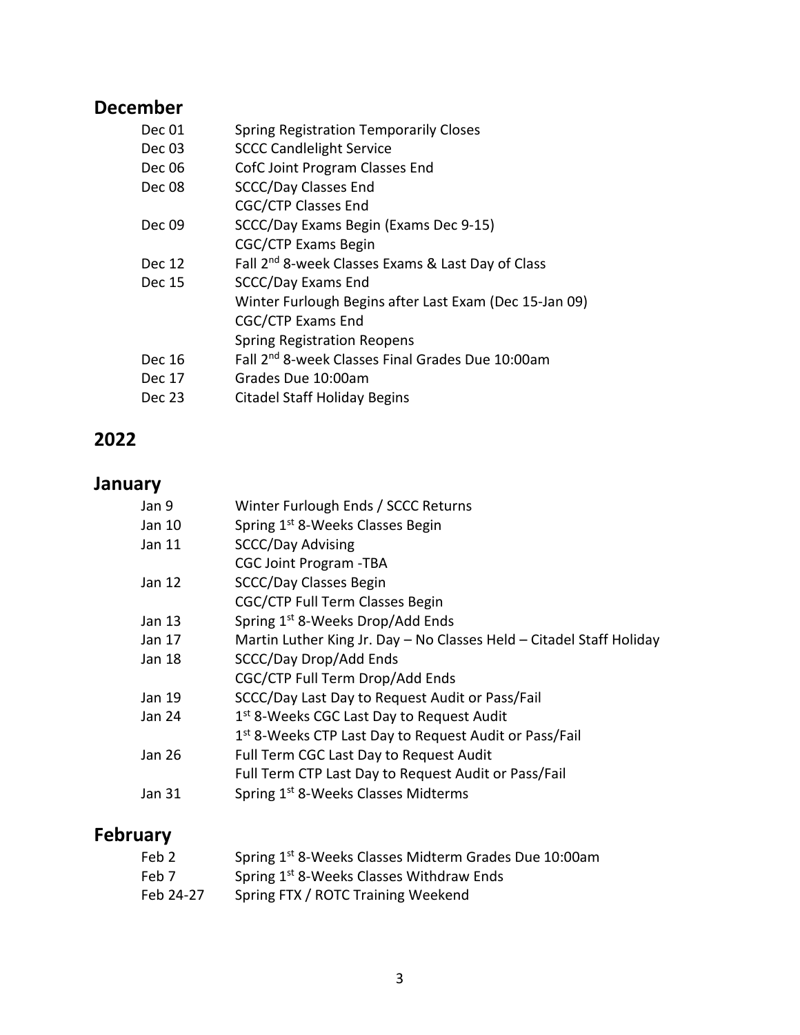## December

| | |
|---|---|
| Dec 01 | Spring Registration Temporarily Closes |
| Dec 03 | SCCC Candlelight Service |
| Dec 06 | CofC Joint Program Classes End |
| Dec 08 | SCCC/Day Classes End |
| | CGC/CTP Classes End |
| Dec 09 | SCCC/Day Exams Begin (Exams Dec 9-15) |
| | CGC/CTP Exams Begin |
| Dec 12 | Fall 2nd 8-week Classes Exams & Last Day of Class |
| Dec 15 | SCCC/Day Exams End |
| | Winter Furlough Begins after Last Exam (Dec 15-Jan 09) |
| | CGC/CTP Exams End |
| | Spring Registration Reopens |
| Dec 16 | Fall 2nd 8-week Classes Final Grades Due 10:00am |
| Dec 17 | Grades Due 10:00am |
| Dec 23 | Citadel Staff Holiday Begins |

## 2022

## January

| | |
|---|---|
| Jan 9 | Winter Furlough Ends / SCCC Returns |
| Jan 10 | Spring 1st 8-Weeks Classes Begin |
| Jan 11 | SCCC/Day Advising |
| | CGC Joint Program -TBA |
| Jan 12 | SCCC/Day Classes Begin |
| | CGC/CTP Full Term Classes Begin |
| Jan 13 | Spring 1st 8-Weeks Drop/Add Ends |
| Jan 17 | Martin Luther King Jr. Day – No Classes Held – Citadel Staff Holiday |
| Jan 18 | SCCC/Day Drop/Add Ends |
| | CGC/CTP Full Term Drop/Add Ends |
| Jan 19 | SCCC/Day Last Day to Request Audit or Pass/Fail |
| Jan 24 | 1st 8-Weeks CGC Last Day to Request Audit |
| | 1st 8-Weeks CTP Last Day to Request Audit or Pass/Fail |
| Jan 26 | Full Term CGC Last Day to Request Audit |
| | Full Term CTP Last Day to Request Audit or Pass/Fail |
| Jan 31 | Spring 1st 8-Weeks Classes Midterms |

## February

| | |
|---|---|
| Feb 2 | Spring 1st 8-Weeks Classes Midterm Grades Due 10:00am |
| Feb 7 | Spring 1st 8-Weeks Classes Withdraw Ends |
| Feb 24-27 | Spring FTX / ROTC Training Weekend |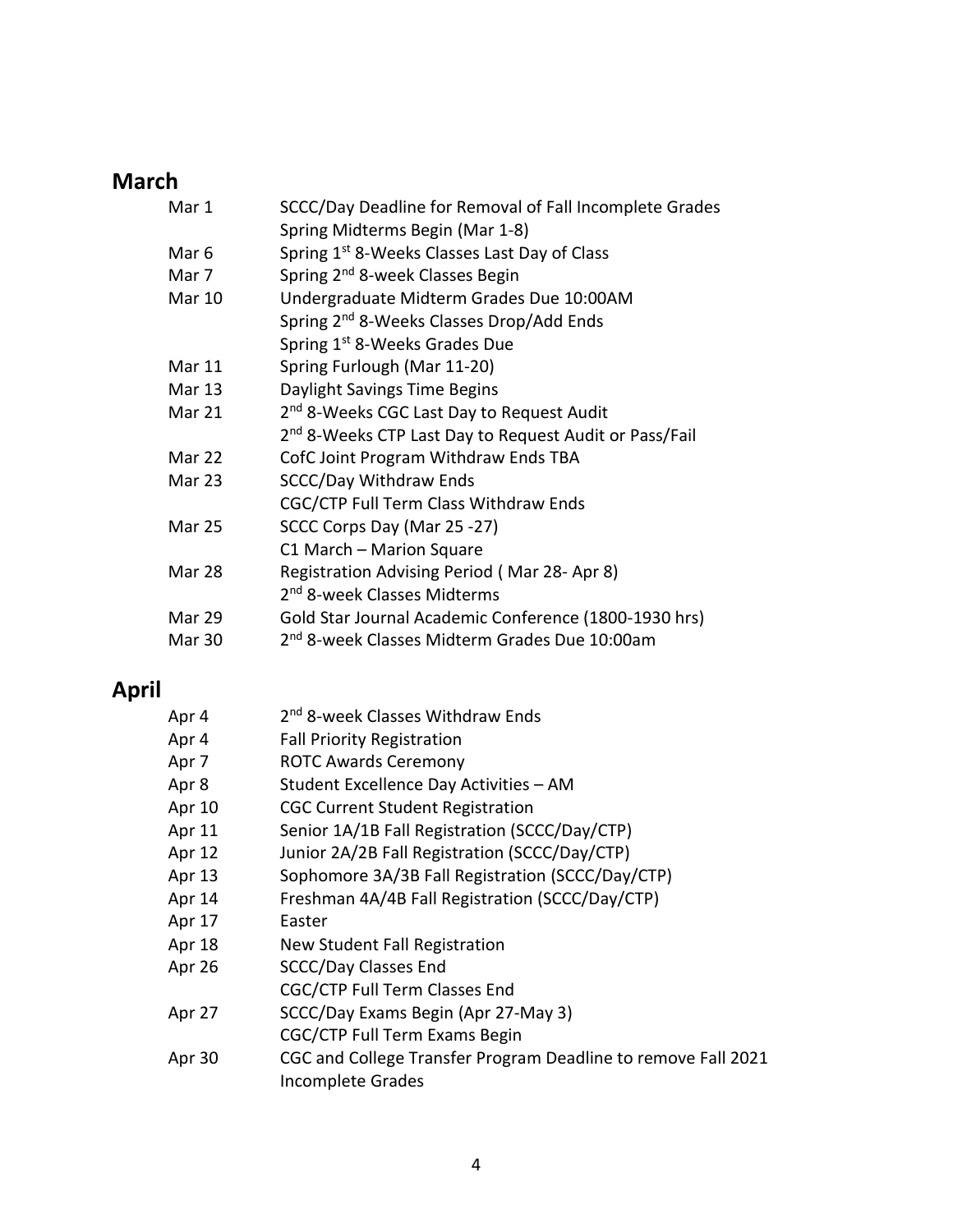## March

| | |
|---|---|
| Mar 1 | SCCC/Day Deadline for Removal of Fall Incomplete Grades |
| | Spring Midterms Begin (Mar 1-8) |
| Mar 6 | Spring 1st 8-Weeks Classes Last Day of Class |
| Mar 7 | Spring 2nd 8-week Classes Begin |
| Mar 10 | Undergraduate Midterm Grades Due 10:00AM |
| | Spring 2nd 8-Weeks Classes Drop/Add Ends |
| | Spring 1st 8-Weeks Grades Due |
| Mar 11 | Spring Furlough (Mar 11-20) |
| Mar 13 | Daylight Savings Time Begins |
| Mar 21 | 2nd 8-Weeks CGC Last Day to Request Audit |
| | 2nd 8-Weeks CTP Last Day to Request Audit or Pass/Fail |
| Mar 22 | CofC Joint Program Withdraw Ends TBA |
| Mar 23 | SCCC/Day Withdraw Ends |
| | CGC/CTP Full Term Class Withdraw Ends |
| Mar 25 | SCCC Corps Day (Mar 25 -27) |
| | C1 March – Marion Square |
| Mar 28 | Registration Advising Period ( Mar 28- Apr 8) |
| | 2nd 8-week Classes Midterms |
| Mar 29 | Gold Star Journal Academic Conference (1800-1930 hrs) |
| Mar 30 | 2nd 8-week Classes Midterm Grades Due 10:00am |

## April

| | |
|---|---|
| Apr 4 | 2nd 8-week Classes Withdraw Ends |
| Apr 4 | Fall Priority Registration |
| Apr 7 | ROTC Awards Ceremony |
| Apr 8 | Student Excellence Day Activities – AM |
| Apr 10 | CGC Current Student Registration |
| Apr 11 | Senior 1A/1B Fall Registration (SCCC/Day/CTP) |
| Apr 12 | Junior 2A/2B Fall Registration (SCCC/Day/CTP) |
| Apr 13 | Sophomore 3A/3B Fall Registration (SCCC/Day/CTP) |
| Apr 14 | Freshman 4A/4B Fall Registration (SCCC/Day/CTP) |
| Apr 17 | Easter |
| Apr 18 | New Student Fall Registration |
| Apr 26 | SCCC/Day Classes End |
| | CGC/CTP Full Term Classes End |
| Apr 27 | SCCC/Day Exams Begin (Apr 27-May 3) |
| | CGC/CTP Full Term Exams Begin |
| Apr 30 | CGC and College Transfer Program Deadline to remove Fall 2021 Incomplete Grades |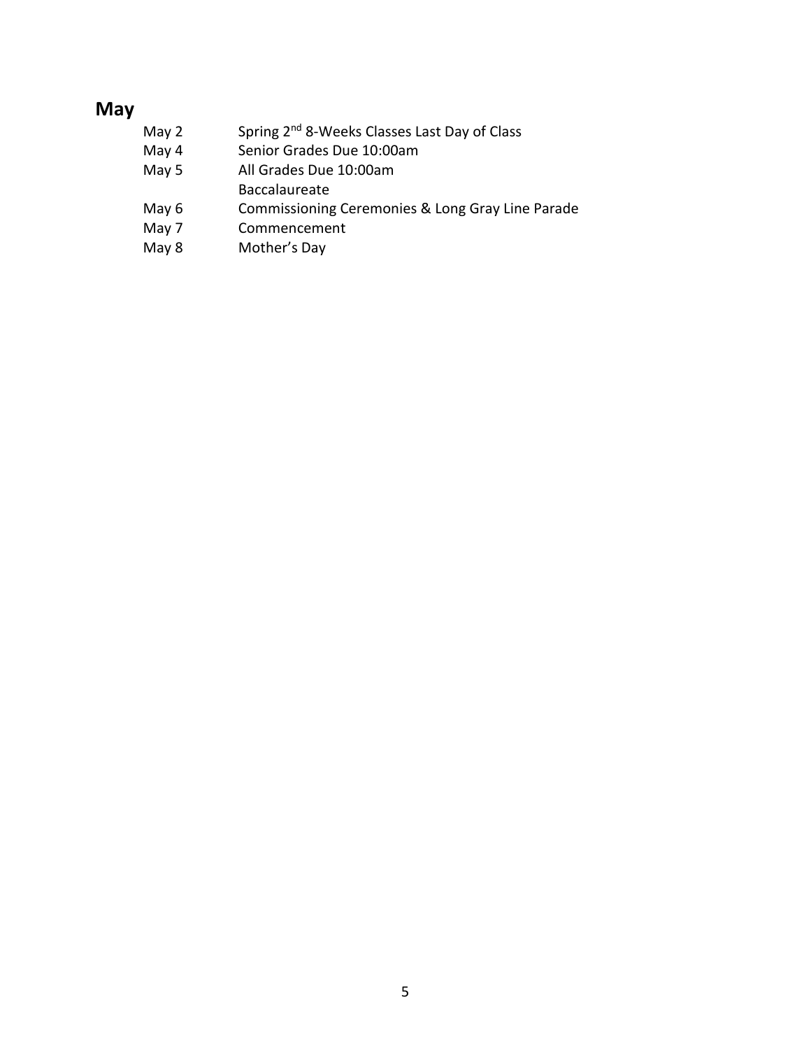## May

| | |
|---|---|
| May 2 | Spring 2nd 8-Weeks Classes Last Day of Class |
| May 4 | Senior Grades Due 10:00am |
| May 5 | All Grades Due 10:00am |
| | Baccalaureate |
| May 6 | Commissioning Ceremonies & Long Gray Line Parade |
| May 7 | Commencement |
| May 8 | Mother's Day |